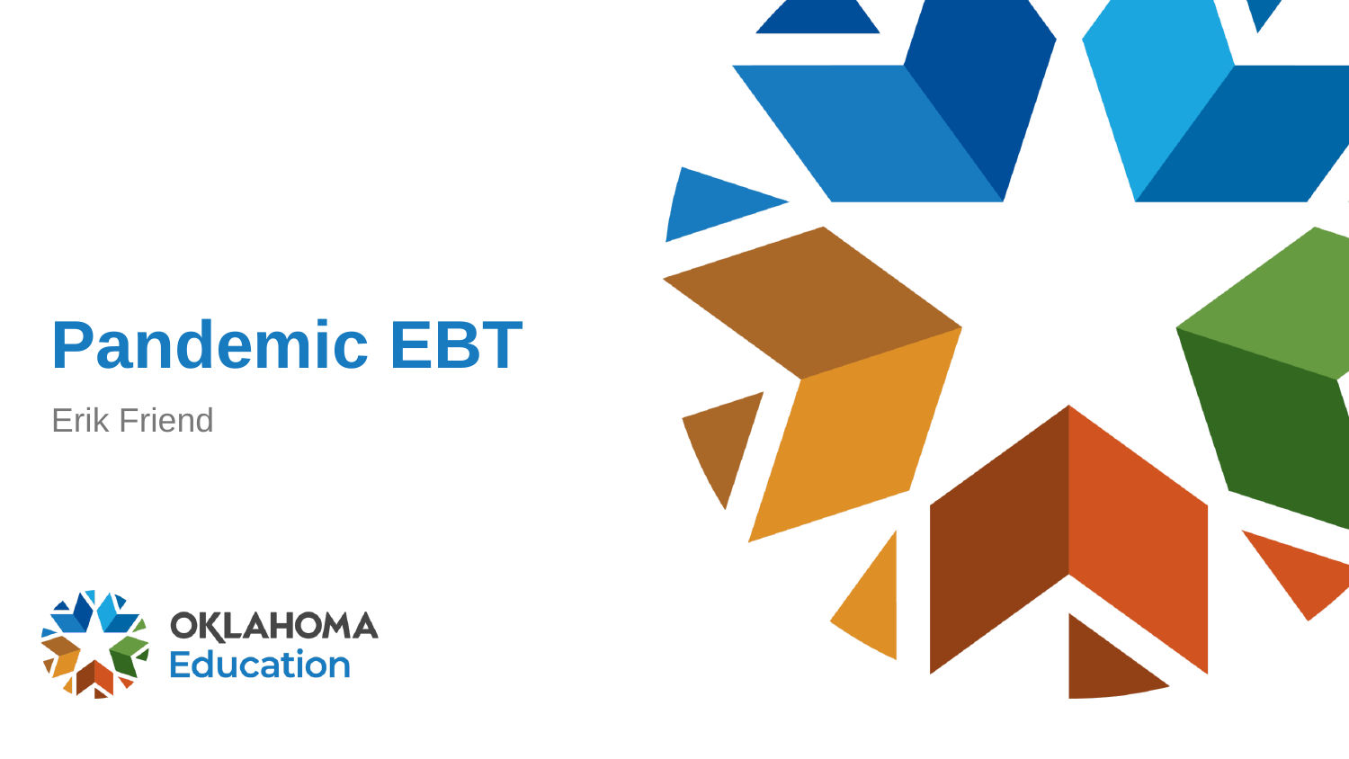# Pandemic EBT

Erik Friend

OKLAHOMA Education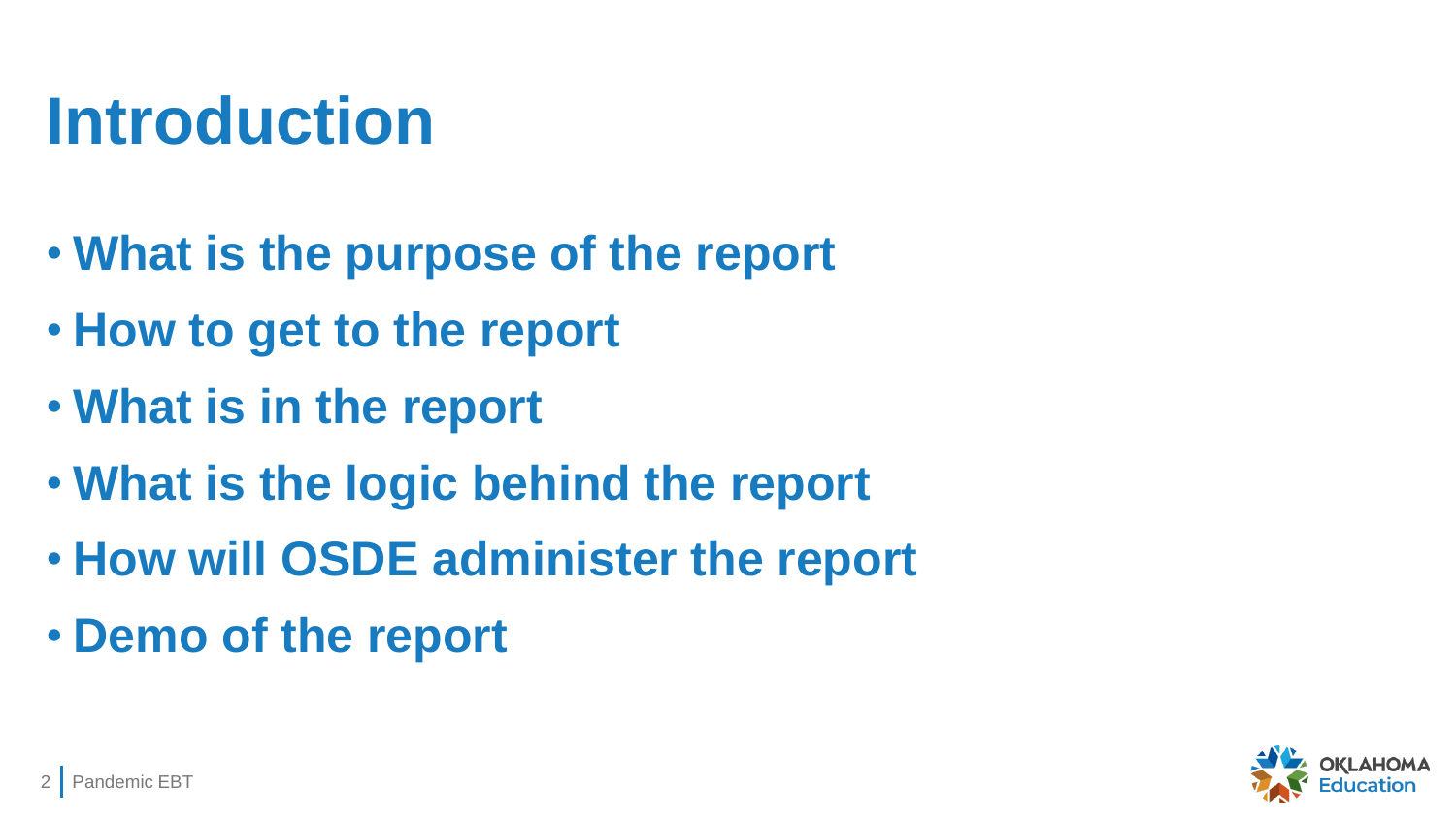# Introduction

- **What is the purpose of the report**
- **How to get to the report**
- **What is in the report**
- **What is the logic behind the report**
- **How will OSDE administer the report**
- **Demo of the report**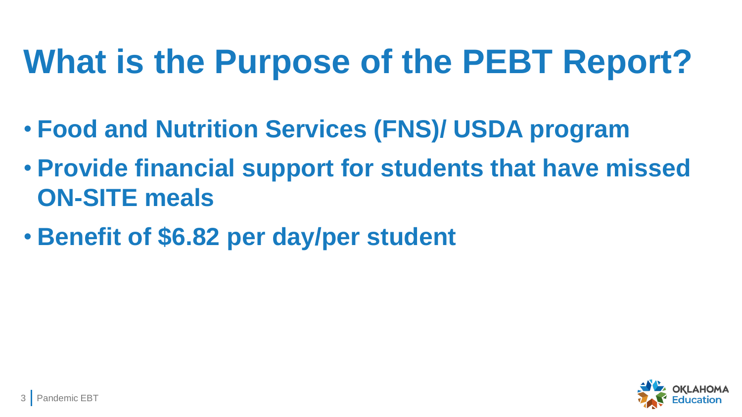# What is the Purpose of the PEBT Report?

- **Food and Nutrition Services (FNS)/ USDA program**
- **Provide financial support for students that have missed ON-SITE meals**
- **Benefit of $6.82 per day/per student**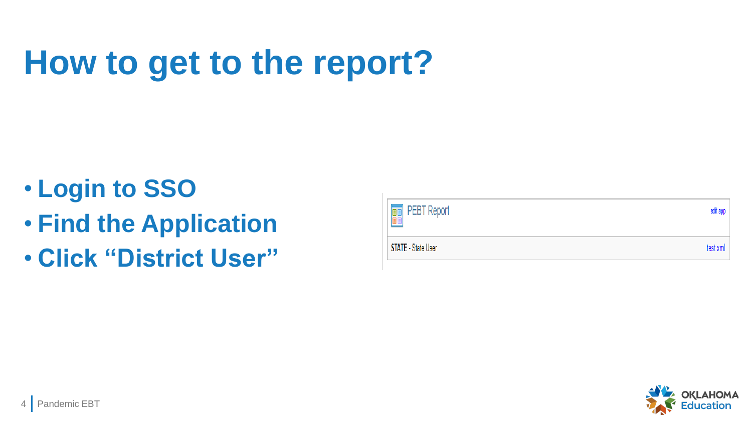# How to get to the report?

- **Login to SSO**
- **Find the Application**
- **Click "District User"**

PEBT Report

edit app

STATE - State User

test xml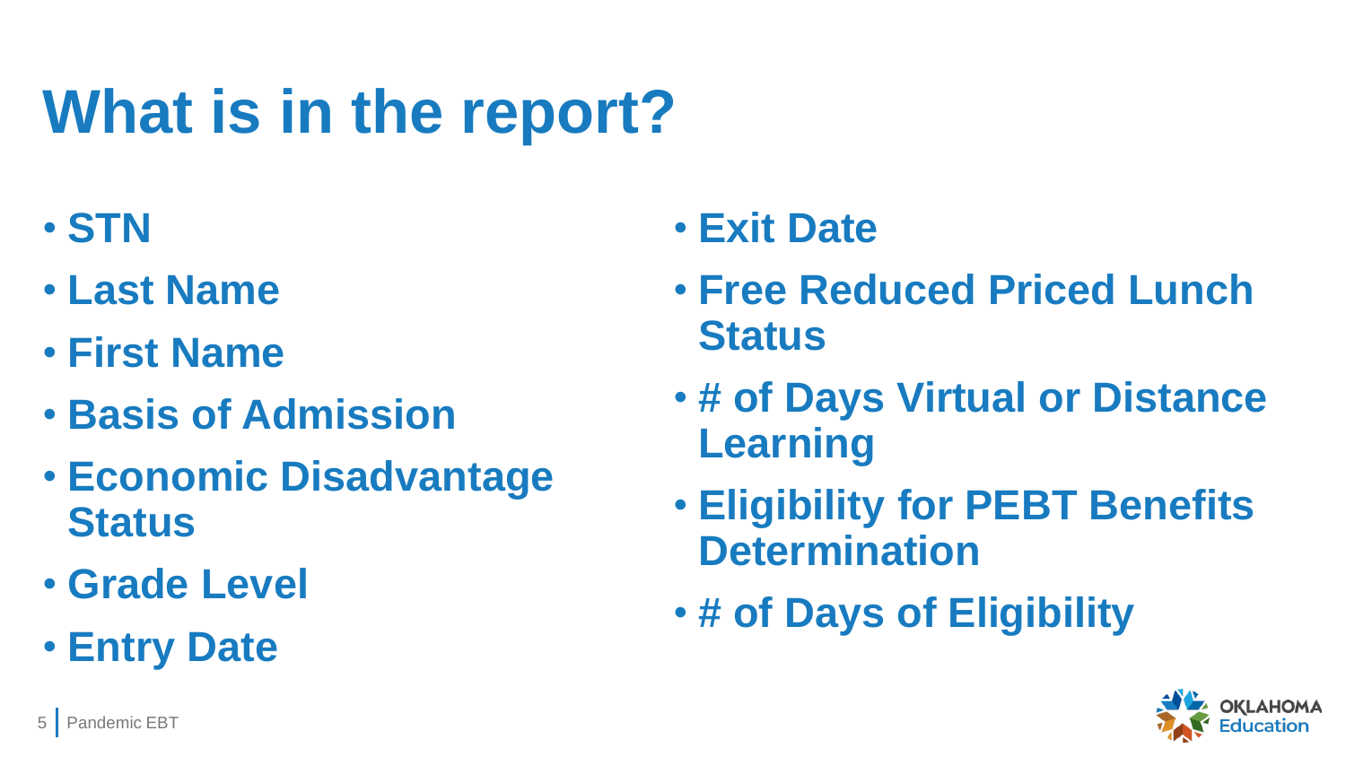# What is in the report?

- STN
- Last Name
- First Name
- Basis of Admission
- Economic Disadvantage Status
- Grade Level
- Entry Date
- Exit Date
- Free Reduced Priced Lunch Status
- # of Days Virtual or Distance Learning
- Eligibility for PEBT Benefits Determination
- # of Days of Eligibility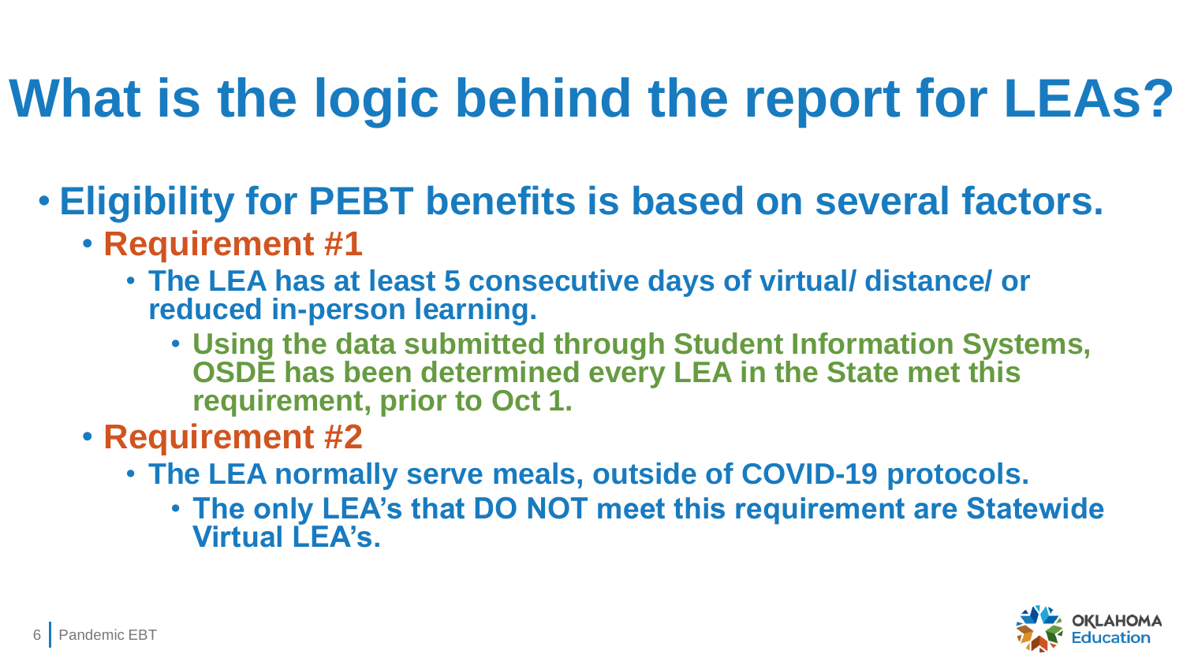# What is the logic behind the report for LEAs?

- **Eligibility for PEBT benefits is based on several factors.**
  - **Requirement #1**
    - **The LEA has at least 5 consecutive days of virtual/ distance/ or reduced in-person learning.**
      - **Using the data submitted through Student Information Systems, OSDE has been determined every LEA in the State met this requirement, prior to Oct 1.**
  - **Requirement #2**
    - **The LEA normally serve meals, outside of COVID-19 protocols.**
      - **The only LEA's that DO NOT meet this requirement are Statewide Virtual LEA's.**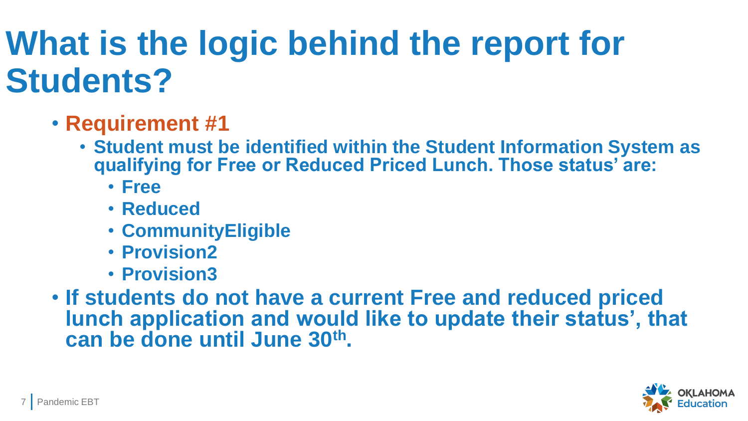# What is the logic behind the report for Students?

- **Requirement #1**
  - **Student must be identified within the Student Information System as qualifying for Free or Reduced Priced Lunch. Those status' are:**
    - **Free**
    - **Reduced**
    - **CommunityEligible**
    - **Provision2**
    - **Provision3**
- **If students do not have a current Free and reduced priced lunch application and would like to update their status', that can be done until June 30th.**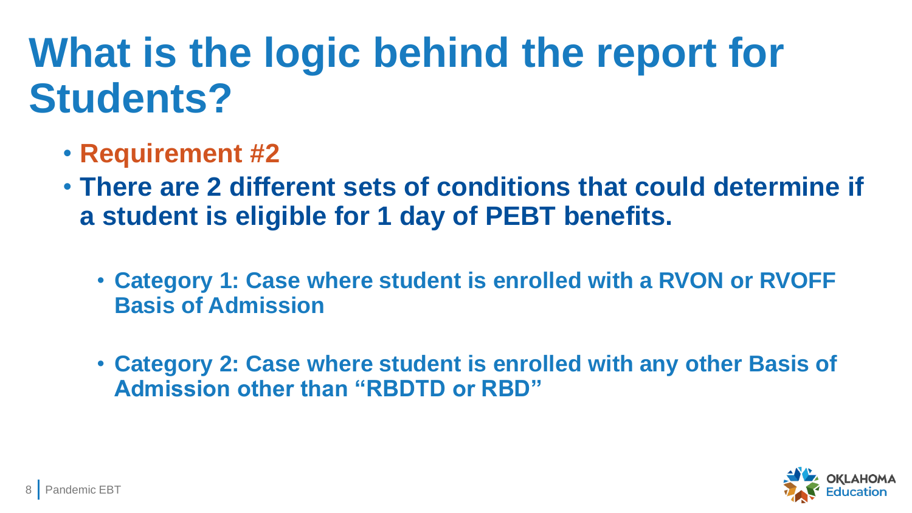# What is the logic behind the report for Students?

- **Requirement #2**
- **There are 2 different sets of conditions that could determine if a student is eligible for 1 day of PEBT benefits.**
  - **Category 1: Case where student is enrolled with a RVON or RVOFF Basis of Admission**
  - **Category 2: Case where student is enrolled with any other Basis of Admission other than “RBDTD or RBD”**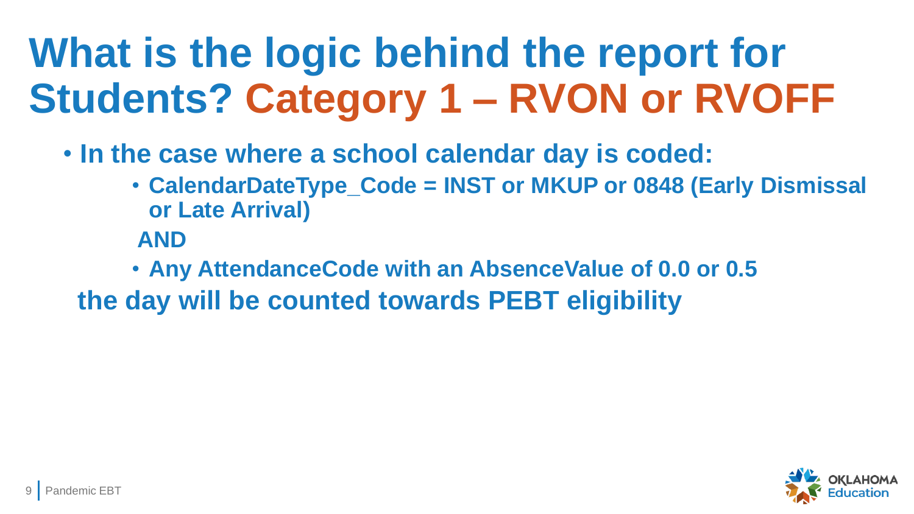# What is the logic behind the report for Students? Category 1 – RVON or RVOFF

- **In the case where a school calendar day is coded:**
  - **CalendarDateType_Code = INST or MKUP or 0848 (Early Dismissal or Late Arrival)**

  **AND**

  - **Any AttendanceCode with an AbsenceValue of 0.0 or 0.5**

**the day will be counted towards PEBT eligibility**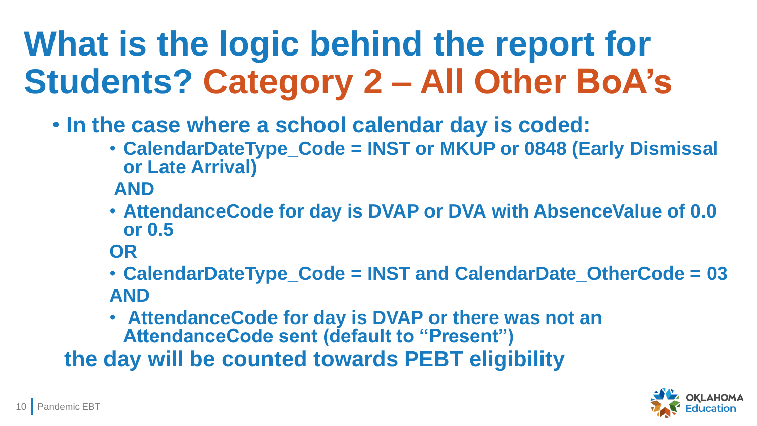# What is the logic behind the report for Students? Category 2 – All Other BoA's

- **In the case where a school calendar day is coded:**
  - **CalendarDateType_Code = INST or MKUP or 0848 (Early Dismissal or Late Arrival)**

  **AND**

  - **AttendanceCode for day is DVAP or DVA with AbsenceValue of 0.0 or 0.5**

  **OR**

  - **CalendarDateType_Code = INST and CalendarDate_OtherCode = 03**

  **AND**

  - **AttendanceCode for day is DVAP or there was not an AttendanceCode sent (default to "Present")**

**the day will be counted towards PEBT eligibility**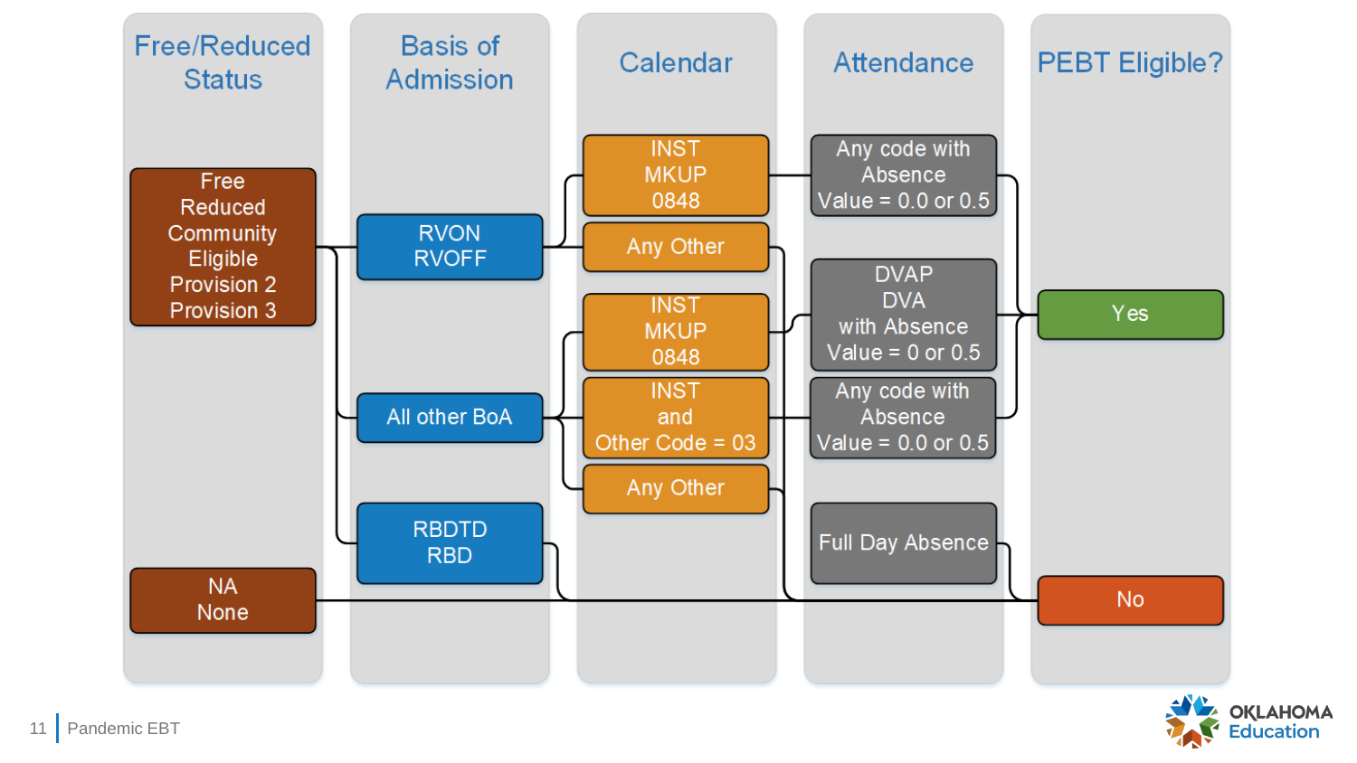| Free/Reduced Status | Basis of Admission | Calendar | Attendance | PEBT Eligible? |
|---|---|---|---|---|
| Free, Reduced, Community Eligible, Provision 2, Provision 3 | RVON, RVOFF | INST, MKUP, 0848 | Any code with Absence Value = 0.0 or 0.5 | Yes |
| Free, Reduced, Community Eligible, Provision 2, Provision 3 | RVON, RVOFF | Any Other | | No |
| Free, Reduced, Community Eligible, Provision 2, Provision 3 | All other BoA | INST, MKUP, 0848 | DVAP, DVA with Absence Value = 0 or 0.5 | Yes |
| Free, Reduced, Community Eligible, Provision 2, Provision 3 | All other BoA | INST and Other Code = 03 | Any code with Absence Value = 0.0 or 0.5 | Yes |
| Free, Reduced, Community Eligible, Provision 2, Provision 3 | All other BoA | Any Other | | No |
| Free, Reduced, Community Eligible, Provision 2, Provision 3 | RBDTD, RBD | | | No |
| | | | Full Day Absence | No |
| NA, None | | | | No |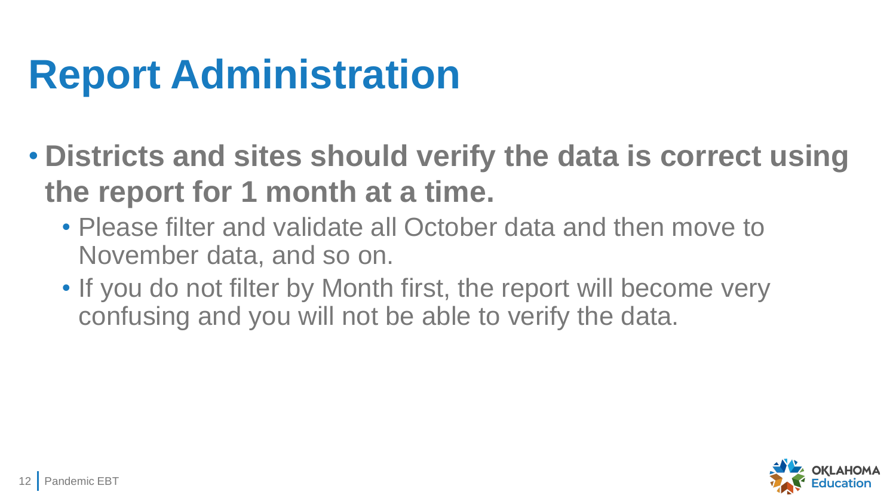# Report Administration

- **Districts and sites should verify the data is correct using the report for 1 month at a time.**
  - Please filter and validate all October data and then move to November data, and so on.
  - If you do not filter by Month first, the report will become very confusing and you will not be able to verify the data.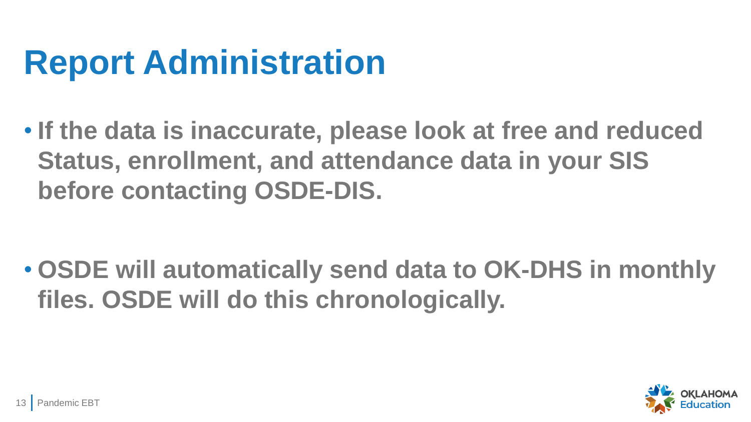# Report Administration

- **If the data is inaccurate, please look at free and reduced Status, enrollment, and attendance data in your SIS before contacting OSDE-DIS.**

- **OSDE will automatically send data to OK-DHS in monthly files. OSDE will do this chronologically.**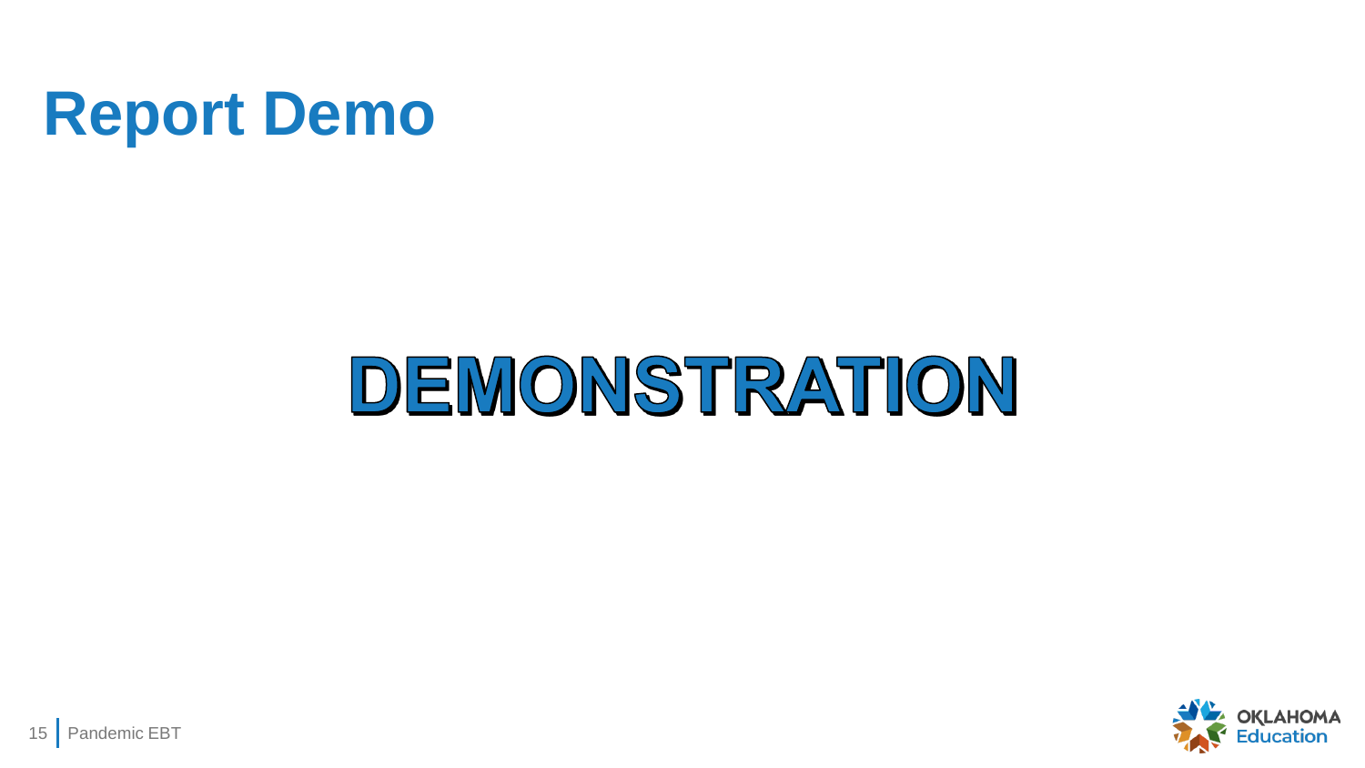# Report Demo

DEMONSTRATION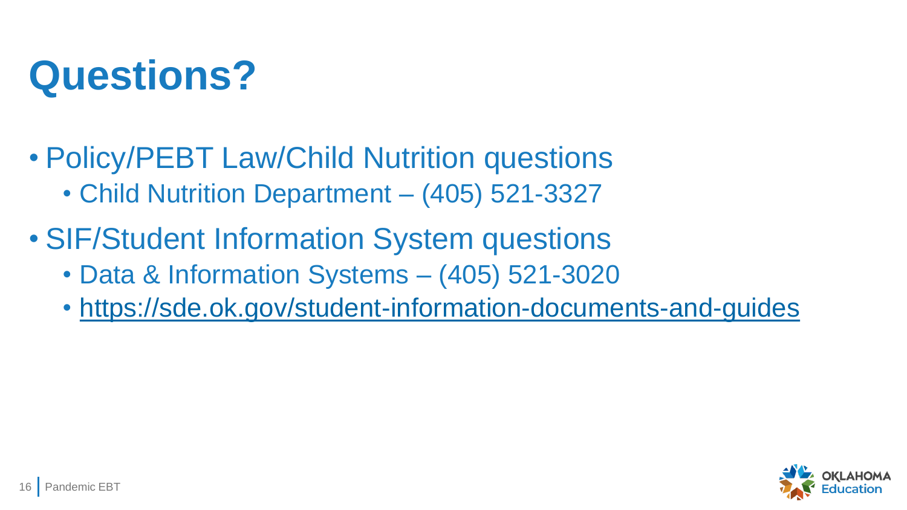# Questions?

- Policy/PEBT Law/Child Nutrition questions
  - Child Nutrition Department – (405) 521-3327
- SIF/Student Information System questions
  - Data & Information Systems – (405) 521-3020
  - https://sde.ok.gov/student-information-documents-and-guides